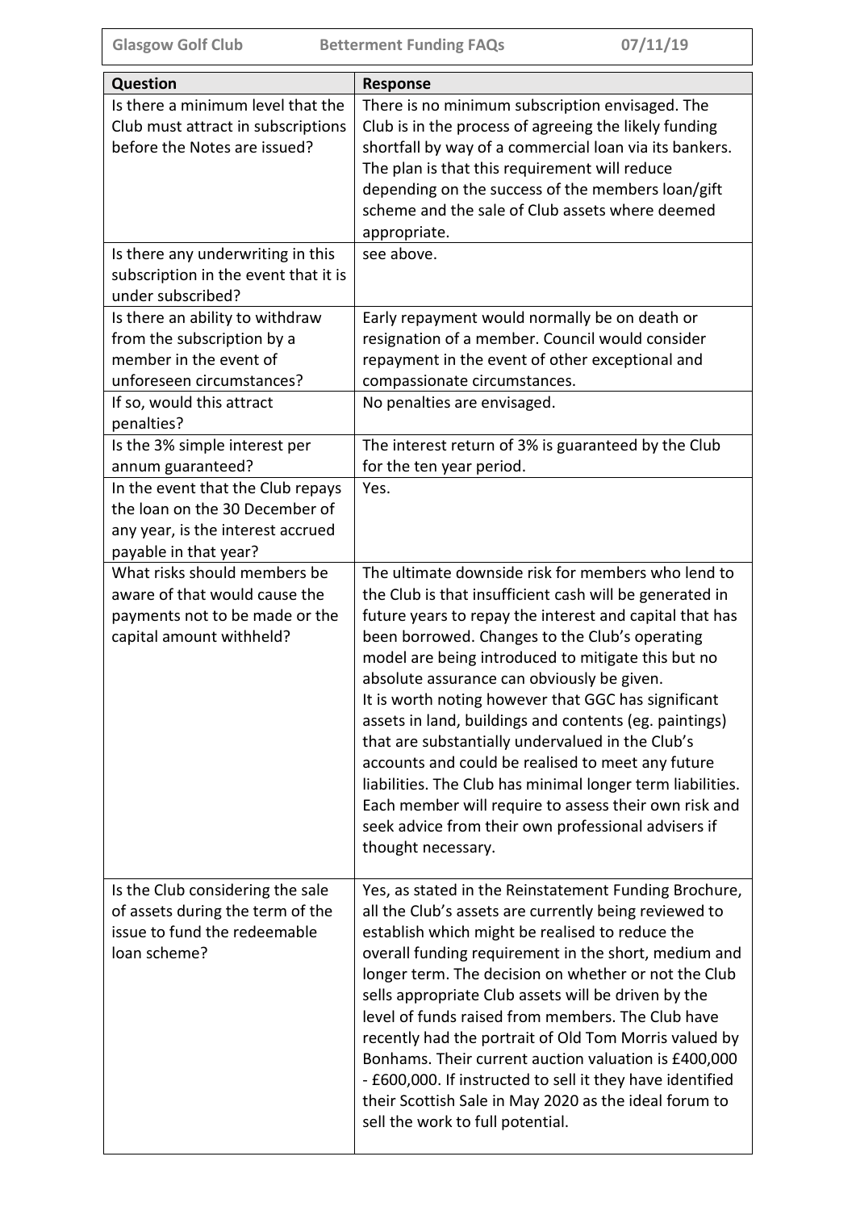Glasgow Golf Club Betterment Funding FAQs 07/11/19

| Question | Response |
| --- | --- |
| Is there a minimum level that the Club must attract in subscriptions before the Notes are issued? | There is no minimum subscription envisaged. The Club is in the process of agreeing the likely funding shortfall by way of a commercial loan via its bankers. The plan is that this requirement will reduce depending on the success of the members loan/gift scheme and the sale of Club assets where deemed appropriate. |
| Is there any underwriting in this subscription in the event that it is under subscribed? | see above. |
| Is there an ability to withdraw from the subscription by a member in the event of unforeseen circumstances? | Early repayment would normally be on death or resignation of a member. Council would consider repayment in the event of other exceptional and compassionate circumstances. |
| If so, would this attract penalties? | No penalties are envisaged. |
| Is the 3% simple interest per annum guaranteed? | The interest return of 3% is guaranteed by the Club for the ten year period. |
| In the event that the Club repays the loan on the 30 December of any year, is the interest accrued payable in that year? | Yes. |
| What risks should members be aware of that would cause the payments not to be made or the capital amount withheld? | The ultimate downside risk for members who lend to the Club is that insufficient cash will be generated in future years to repay the interest and capital that has been borrowed. Changes to the Club's operating model are being introduced to mitigate this but no absolute assurance can obviously be given.<br>It is worth noting however that GGC has significant assets in land, buildings and contents (eg. paintings) that are substantially undervalued in the Club's accounts and could be realised to meet any future liabilities. The Club has minimal longer term liabilities. Each member will require to assess their own risk and seek advice from their own professional advisers if thought necessary. |
| Is the Club considering the sale of assets during the term of the issue to fund the redeemable loan scheme? | Yes, as stated in the Reinstatement Funding Brochure, all the Club's assets are currently being reviewed to establish which might be realised to reduce the overall funding requirement in the short, medium and longer term. The decision on whether or not the Club sells appropriate Club assets will be driven by the level of funds raised from members. The Club have recently had the portrait of Old Tom Morris valued by Bonhams. Their current auction valuation is £400,000 - £600,000. If instructed to sell it they have identified their Scottish Sale in May 2020 as the ideal forum to sell the work to full potential. |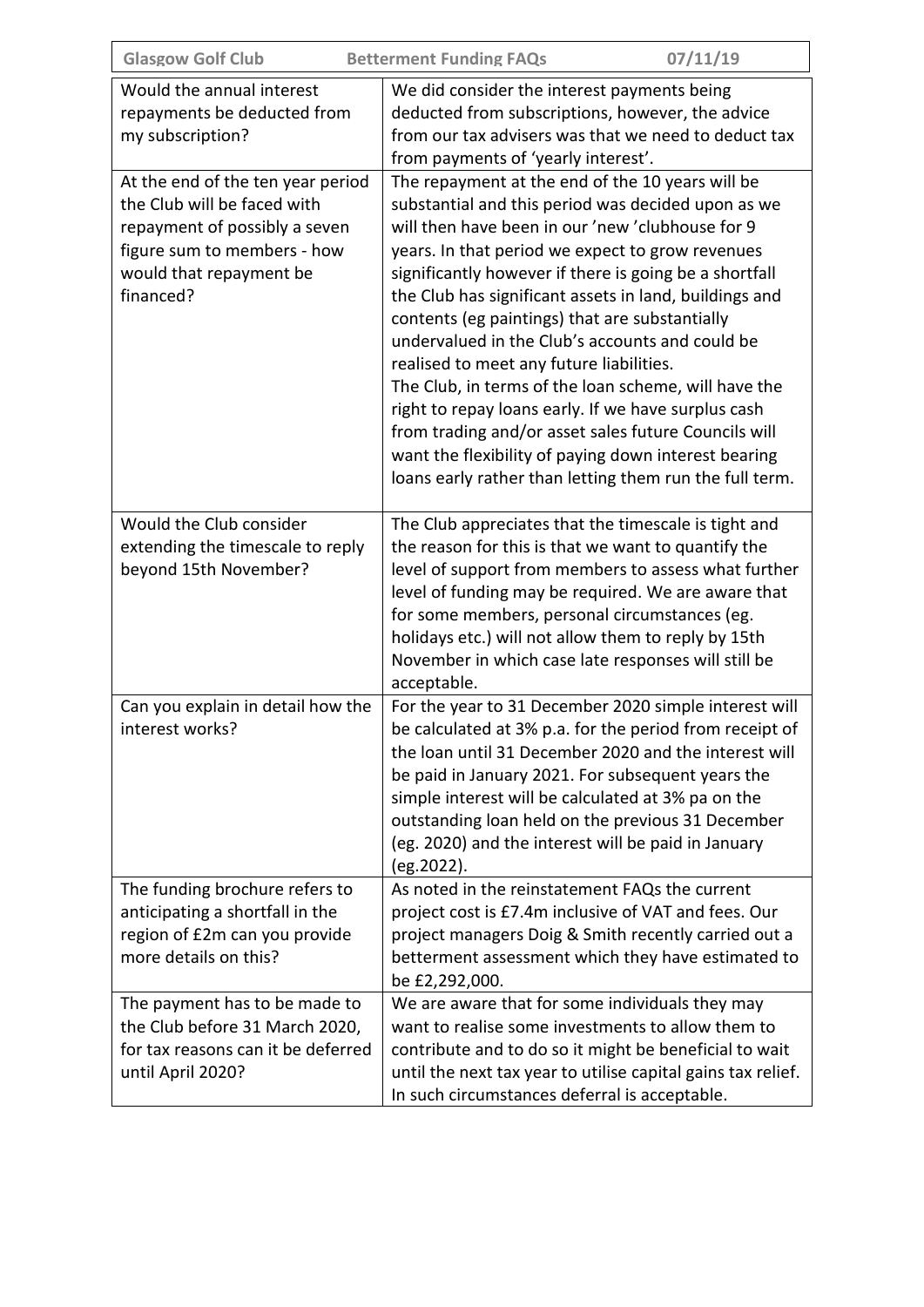| | |
|---|---|
| Would the annual interest repayments be deducted from my subscription? | We did consider the interest payments being deducted from subscriptions, however, the advice from our tax advisers was that we need to deduct tax from payments of 'yearly interest'. |
| At the end of the ten year period the Club will be faced with repayment of possibly a seven figure sum to members - how would that repayment be financed? | The repayment at the end of the 10 years will be substantial and this period was decided upon as we will then have been in our 'new 'clubhouse for 9 years. In that period we expect to grow revenues significantly however if there is going be a shortfall the Club has significant assets in land, buildings and contents (eg paintings) that are substantially undervalued in the Club's accounts and could be realised to meet any future liabilities.<br>The Club, in terms of the loan scheme, will have the right to repay loans early. If we have surplus cash from trading and/or asset sales future Councils will want the flexibility of paying down interest bearing loans early rather than letting them run the full term. |
| Would the Club consider extending the timescale to reply beyond 15th November? | The Club appreciates that the timescale is tight and the reason for this is that we want to quantify the level of support from members to assess what further level of funding may be required. We are aware that for some members, personal circumstances (eg. holidays etc.) will not allow them to reply by 15th November in which case late responses will still be acceptable. |
| Can you explain in detail how the interest works? | For the year to 31 December 2020 simple interest will be calculated at 3% p.a. for the period from receipt of the loan until 31 December 2020 and the interest will be paid in January 2021. For subsequent years the simple interest will be calculated at 3% pa on the outstanding loan held on the previous 31 December (eg. 2020) and the interest will be paid in January (eg.2022). |
| The funding brochure refers to anticipating a shortfall in the region of £2m can you provide more details on this? | As noted in the reinstatement FAQs the current project cost is £7.4m inclusive of VAT and fees. Our project managers Doig & Smith recently carried out a betterment assessment which they have estimated to be £2,292,000. |
| The payment has to be made to the Club before 31 March 2020, for tax reasons can it be deferred until April 2020? | We are aware that for some individuals they may want to realise some investments to allow them to contribute and to do so it might be beneficial to wait until the next tax year to utilise capital gains tax relief. In such circumstances deferral is acceptable. |